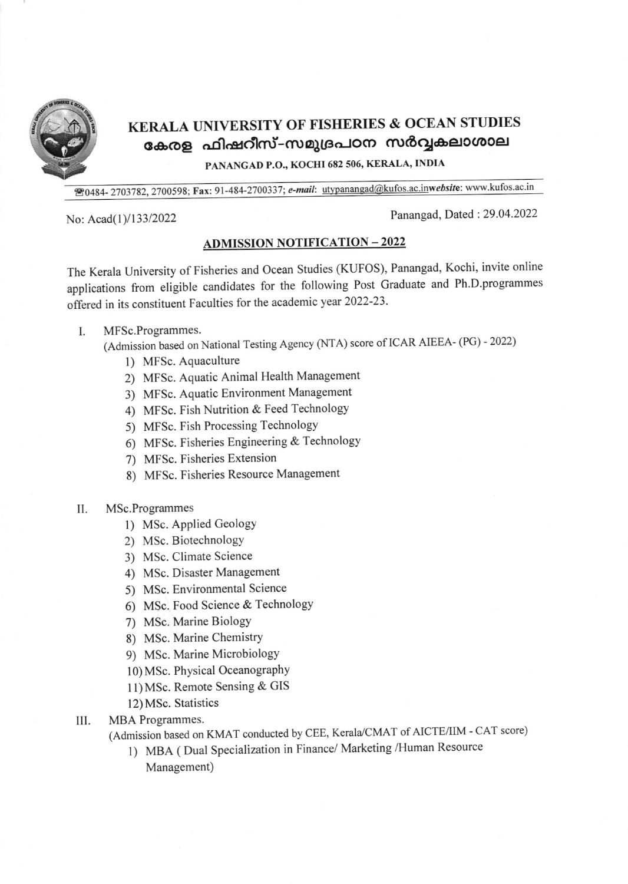# KERALA UNIVERSITY OF FISHERIES & OCEAN STUDIES

## കേരള ഫിഷറീസ്-സമുദ്രപഠന സർവ്വകലാശാല

**PANANGAD P.O., KOCHI 682 506, KERALA, INDIA**

☎0484- 2703782, 2700598; **Fax:** 91-484-2700337; ***e-mail:*** utypanangad@kufos.ac.in***website***: www.kufos.ac.in

No: Acad(1)/133/2022 Panangad, Dated : 29.04.2022

## ADMISSION NOTIFICATION – 2022

The Kerala University of Fisheries and Ocean Studies (KUFOS), Panangad, Kochi, invite online applications from eligible candidates for the following Post Graduate and Ph.D.programmes offered in its constituent Faculties for the academic year 2022-23.

I. MFSc.Programmes.
(Admission based on National Testing Agency (NTA) score of ICAR AIEEA- (PG) - 2022)
1) MFSc. Aquaculture
2) MFSc. Aquatic Animal Health Management
3) MFSc. Aquatic Environment Management
4) MFSc. Fish Nutrition & Feed Technology
5) MFSc. Fish Processing Technology
6) MFSc. Fisheries Engineering & Technology
7) MFSc. Fisheries Extension
8) MFSc. Fisheries Resource Management

II. MSc.Programmes
1) MSc. Applied Geology
2) MSc. Biotechnology
3) MSc. Climate Science
4) MSc. Disaster Management
5) MSc. Environmental Science
6) MSc. Food Science & Technology
7) MSc. Marine Biology
8) MSc. Marine Chemistry
9) MSc. Marine Microbiology
10) MSc. Physical Oceanography
11) MSc. Remote Sensing & GIS
12) MSc. Statistics

III. MBA Programmes.
(Admission based on KMAT conducted by CEE, Kerala/CMAT of AICTE/IIM - CAT score)
1) MBA ( Dual Specialization in Finance/ Marketing /Human Resource Management)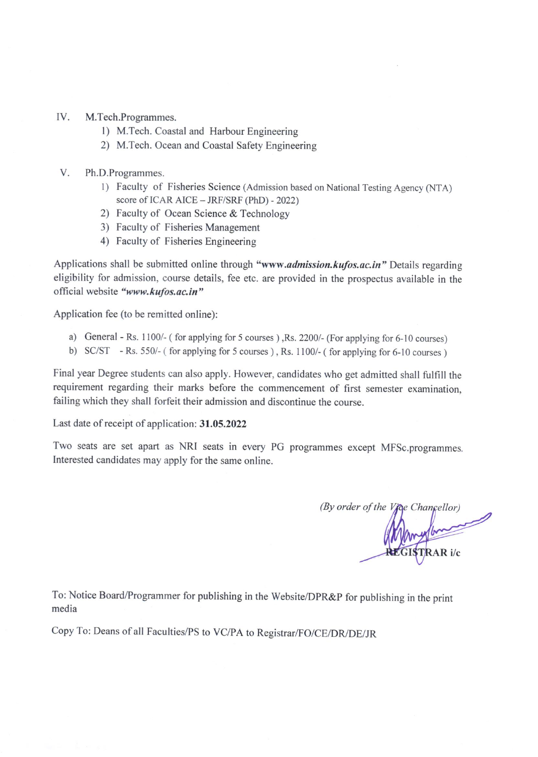IV. M.Tech.Programmes.

1) M.Tech. Coastal and Harbour Engineering
2) M.Tech. Ocean and Coastal Safety Engineering

V. Ph.D.Programmes.

1) Faculty of Fisheries Science (Admission based on National Testing Agency (NTA) score of ICAR AICE – JRF/SRF (PhD) - 2022)
2) Faculty of Ocean Science & Technology
3) Faculty of Fisheries Management
4) Faculty of Fisheries Engineering

Applications shall be submitted online through **"www.*admission.kufos.ac.in*"** Details regarding eligibility for admission, course details, fee etc. are provided in the prospectus available in the official website ***"www.kufos.ac.in"***

Application fee (to be remitted online):

a) General - Rs. 1100/- ( for applying for 5 courses ) ,Rs. 2200/- (For applying for 6-10 courses)
b) SC/ST - Rs. 550/- ( for applying for 5 courses ) , Rs. 1100/- ( for applying for 6-10 courses )

Final year Degree students can also apply. However, candidates who get admitted shall fulfill the requirement regarding their marks before the commencement of first semester examination, failing which they shall forfeit their admission and discontinue the course.

Last date of receipt of application: **31.05.2022**

Two seats are set apart as NRI seats in every PG programmes except MFSc.programmes. Interested candidates may apply for the same online.

*(By order of the Vice Chancellor)*

**REGISTRAR i/c**

To: Notice Board/Programmer for publishing in the Website/DPR&P for publishing in the print media

Copy To: Deans of all Faculties/PS to VC/PA to Registrar/FO/CE/DR/DE/JR